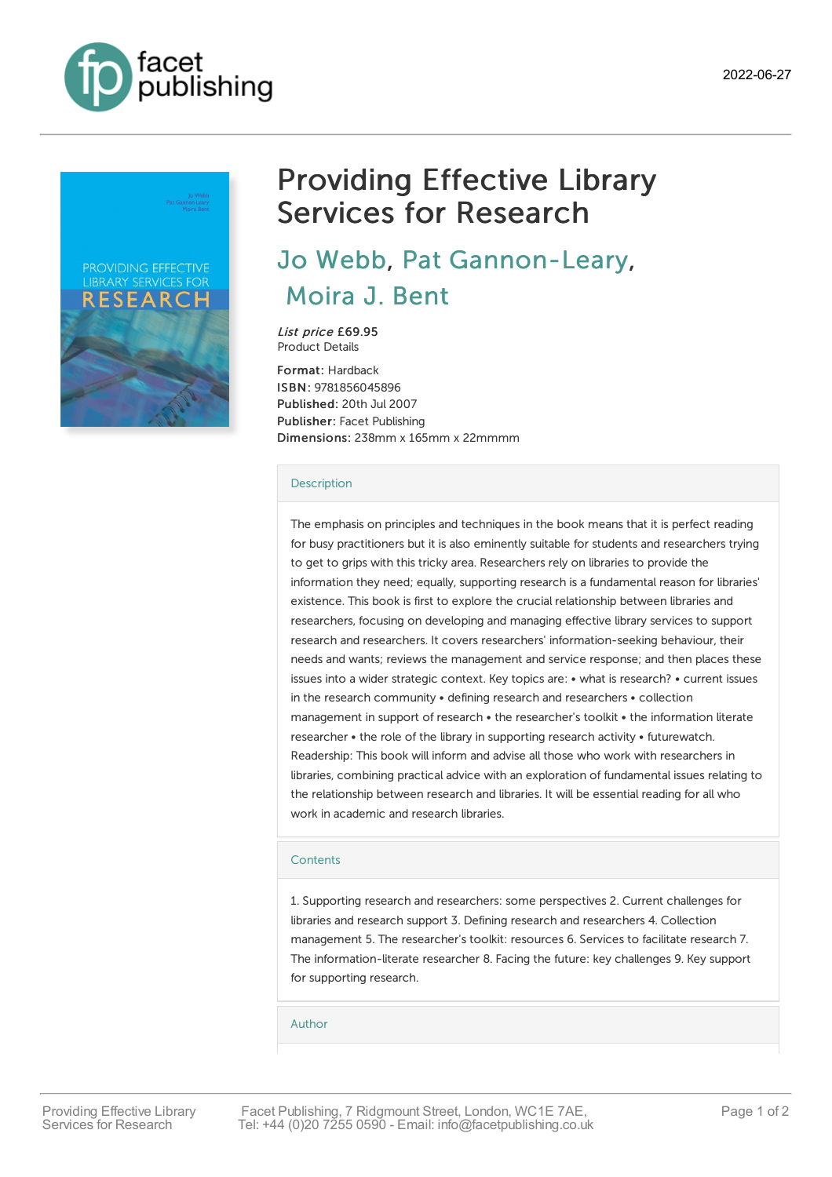2022-06-27

# Providing Effective Library Services for Research

## Jo Webb, Pat Gannon-Leary, Moira J. Bent

*List price* £69.95
Product Details

**Format:** Hardback
**ISBN:** 9781856045896
**Published:** 20th Jul 2007
**Publisher:** Facet Publishing
**Dimensions:** 238mm x 165mm x 22mmmm

### Description

The emphasis on principles and techniques in the book means that it is perfect reading for busy practitioners but it is also eminently suitable for students and researchers trying to get to grips with this tricky area. Researchers rely on libraries to provide the information they need; equally, supporting research is a fundamental reason for libraries' existence. This book is first to explore the crucial relationship between libraries and researchers, focusing on developing and managing effective library services to support research and researchers. It covers researchers' information-seeking behaviour, their needs and wants; reviews the management and service response; and then places these issues into a wider strategic context. Key topics are: • what is research? • current issues in the research community • defining research and researchers • collection management in support of research • the researcher's toolkit • the information literate researcher • the role of the library in supporting research activity • futurewatch. Readership: This book will inform and advise all those who work with researchers in libraries, combining practical advice with an exploration of fundamental issues relating to the relationship between research and libraries. It will be essential reading for all who work in academic and research libraries.

### Contents

1. Supporting research and researchers: some perspectives 2. Current challenges for libraries and research support 3. Defining research and researchers 4. Collection management 5. The researcher's toolkit: resources 6. Services to facilitate research 7. The information-literate researcher 8. Facing the future: key challenges 9. Key support for supporting research.

### Author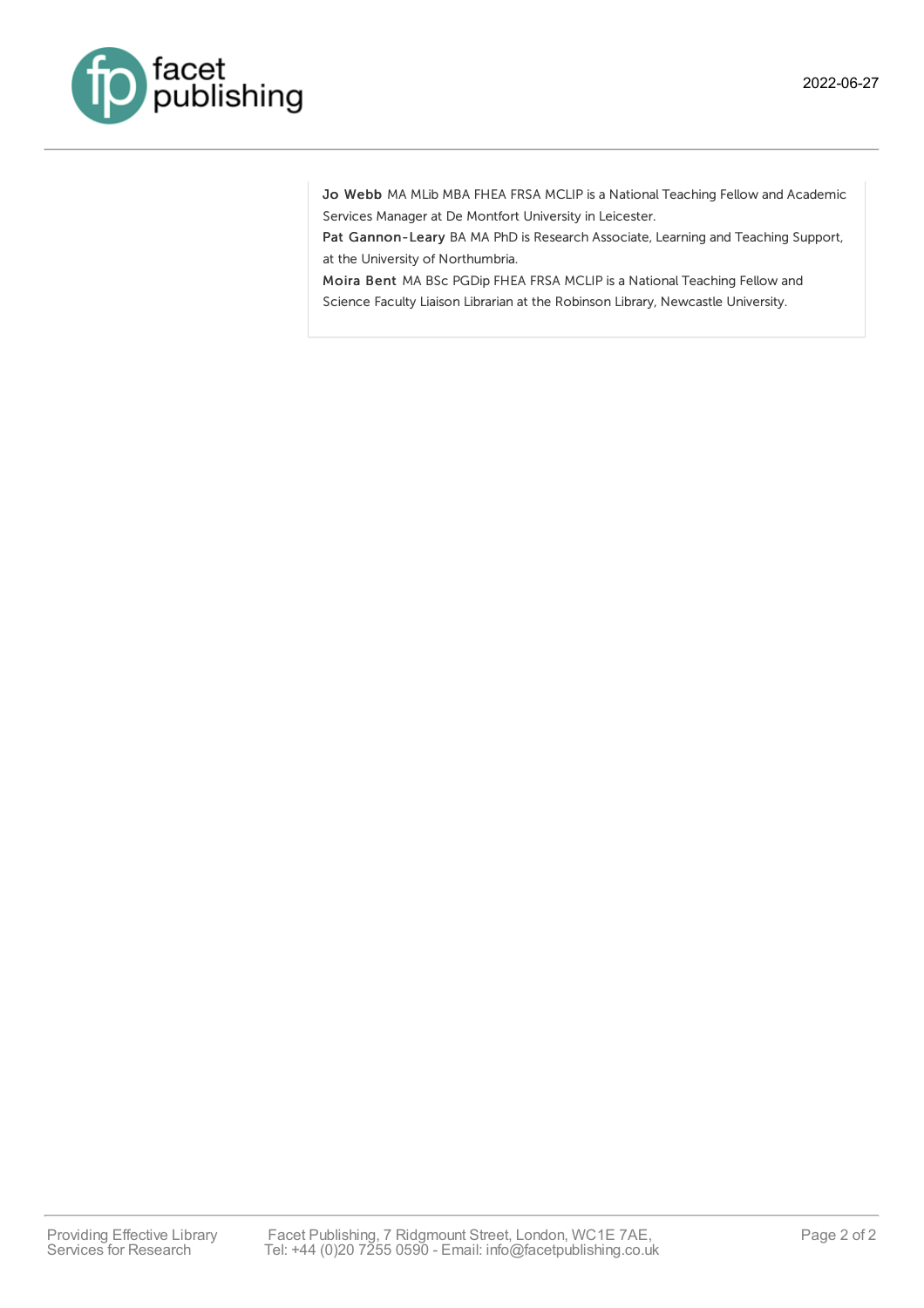**Jo Webb** MA MLib MBA FHEA FRSA MCLIP is a National Teaching Fellow and Academic Services Manager at De Montfort University in Leicester.

**Pat Gannon-Leary** BA MA PhD is Research Associate, Learning and Teaching Support, at the University of Northumbria.

**Moira Bent** MA BSc PGDip FHEA FRSA MCLIP is a National Teaching Fellow and Science Faculty Liaison Librarian at the Robinson Library, Newcastle University.